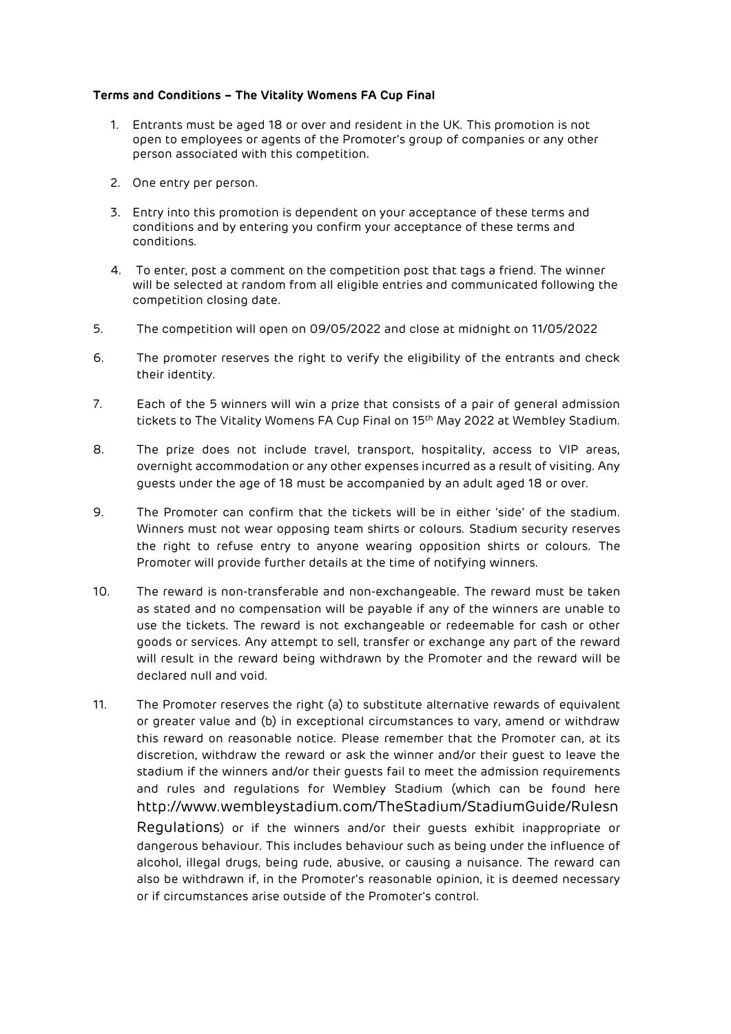**Terms and Conditions – The Vitality Womens FA Cup Final**

1. Entrants must be aged 18 or over and resident in the UK. This promotion is not open to employees or agents of the Promoter's group of companies or any other person associated with this competition.

2. One entry per person.

3. Entry into this promotion is dependent on your acceptance of these terms and conditions and by entering you confirm your acceptance of these terms and conditions.

4. To enter, post a comment on the competition post that tags a friend. The winner will be selected at random from all eligible entries and communicated following the competition closing date.

5. The competition will open on 09/05/2022 and close at midnight on 11/05/2022

6. The promoter reserves the right to verify the eligibility of the entrants and check their identity.

7. Each of the 5 winners will win a prize that consists of a pair of general admission tickets to The Vitality Womens FA Cup Final on 15th May 2022 at Wembley Stadium.

8. The prize does not include travel, transport, hospitality, access to VIP areas, overnight accommodation or any other expenses incurred as a result of visiting. Any guests under the age of 18 must be accompanied by an adult aged 18 or over.

9. The Promoter can confirm that the tickets will be in either 'side' of the stadium. Winners must not wear opposing team shirts or colours. Stadium security reserves the right to refuse entry to anyone wearing opposition shirts or colours. The Promoter will provide further details at the time of notifying winners.

10. The reward is non-transferable and non-exchangeable. The reward must be taken as stated and no compensation will be payable if any of the winners are unable to use the tickets. The reward is not exchangeable or redeemable for cash or other goods or services. Any attempt to sell, transfer or exchange any part of the reward will result in the reward being withdrawn by the Promoter and the reward will be declared null and void.

11. The Promoter reserves the right (a) to substitute alternative rewards of equivalent or greater value and (b) in exceptional circumstances to vary, amend or withdraw this reward on reasonable notice. Please remember that the Promoter can, at its discretion, withdraw the reward or ask the winner and/or their guest to leave the stadium if the winners and/or their guests fail to meet the admission requirements and rules and regulations for Wembley Stadium (which can be found here http://www.wembleystadium.com/TheStadium/StadiumGuide/RulesnRegulations) or if the winners and/or their guests exhibit inappropriate or dangerous behaviour. This includes behaviour such as being under the influence of alcohol, illegal drugs, being rude, abusive, or causing a nuisance. The reward can also be withdrawn if, in the Promoter's reasonable opinion, it is deemed necessary or if circumstances arise outside of the Promoter's control.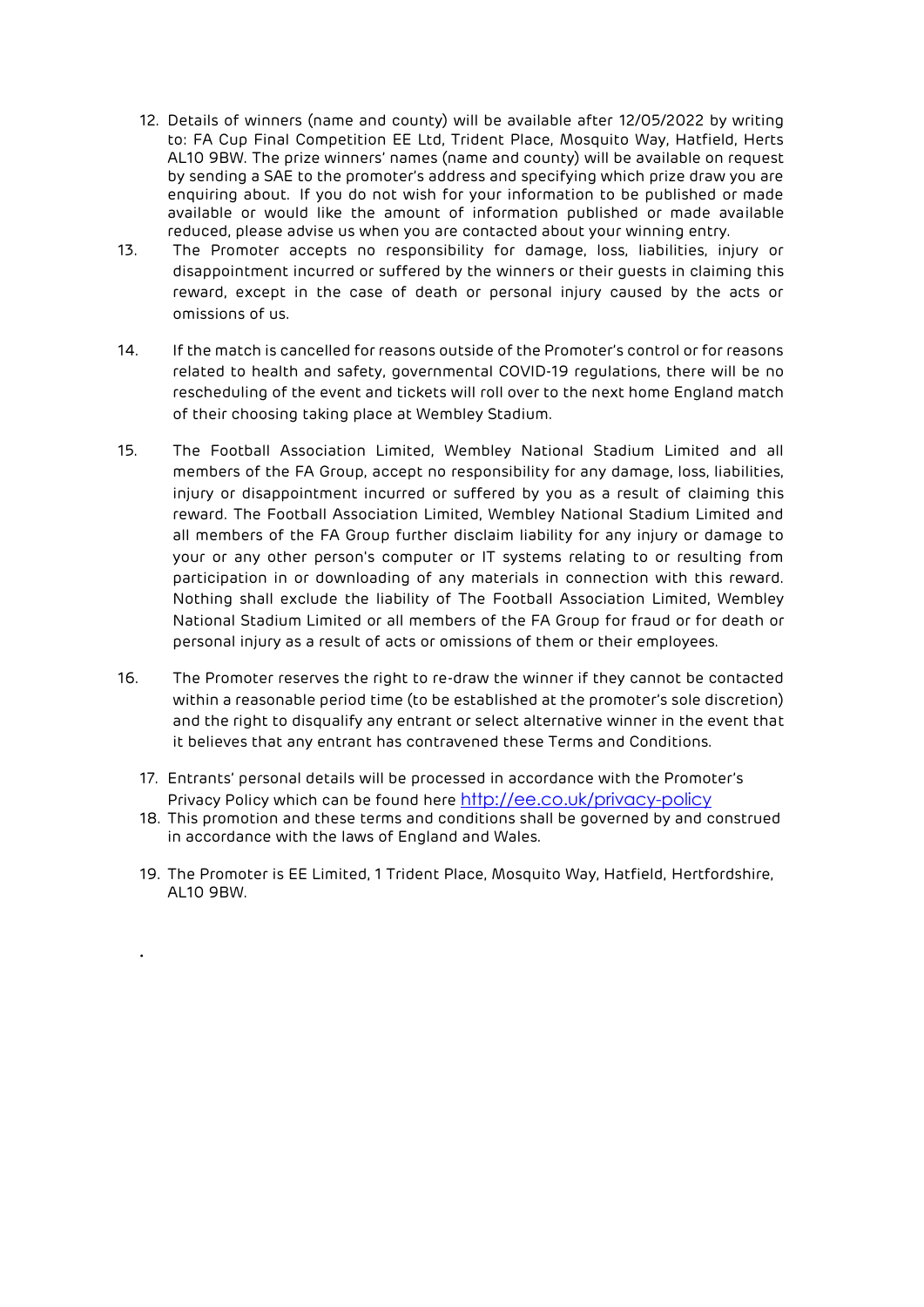12. Details of winners (name and county) will be available after 12/05/2022 by writing to: FA Cup Final Competition EE Ltd, Trident Place, Mosquito Way, Hatfield, Herts AL10 9BW. The prize winners' names (name and county) will be available on request by sending a SAE to the promoter's address and specifying which prize draw you are enquiring about. If you do not wish for your information to be published or made available or would like the amount of information published or made available reduced, please advise us when you are contacted about your winning entry.
13. The Promoter accepts no responsibility for damage, loss, liabilities, injury or disappointment incurred or suffered by the winners or their guests in claiming this reward, except in the case of death or personal injury caused by the acts or omissions of us.
14. If the match is cancelled for reasons outside of the Promoter's control or for reasons related to health and safety, governmental COVID-19 regulations, there will be no rescheduling of the event and tickets will roll over to the next home England match of their choosing taking place at Wembley Stadium.
15. The Football Association Limited, Wembley National Stadium Limited and all members of the FA Group, accept no responsibility for any damage, loss, liabilities, injury or disappointment incurred or suffered by you as a result of claiming this reward. The Football Association Limited, Wembley National Stadium Limited and all members of the FA Group further disclaim liability for any injury or damage to your or any other person's computer or IT systems relating to or resulting from participation in or downloading of any materials in connection with this reward. Nothing shall exclude the liability of The Football Association Limited, Wembley National Stadium Limited or all members of the FA Group for fraud or for death or personal injury as a result of acts or omissions of them or their employees.
16. The Promoter reserves the right to re-draw the winner if they cannot be contacted within a reasonable period time (to be established at the promoter's sole discretion) and the right to disqualify any entrant or select alternative winner in the event that it believes that any entrant has contravened these Terms and Conditions.
17. Entrants' personal details will be processed in accordance with the Promoter's Privacy Policy which can be found here http://ee.co.uk/privacy-policy
18. This promotion and these terms and conditions shall be governed by and construed in accordance with the laws of England and Wales.
19. The Promoter is EE Limited, 1 Trident Place, Mosquito Way, Hatfield, Hertfordshire, AL10 9BW.